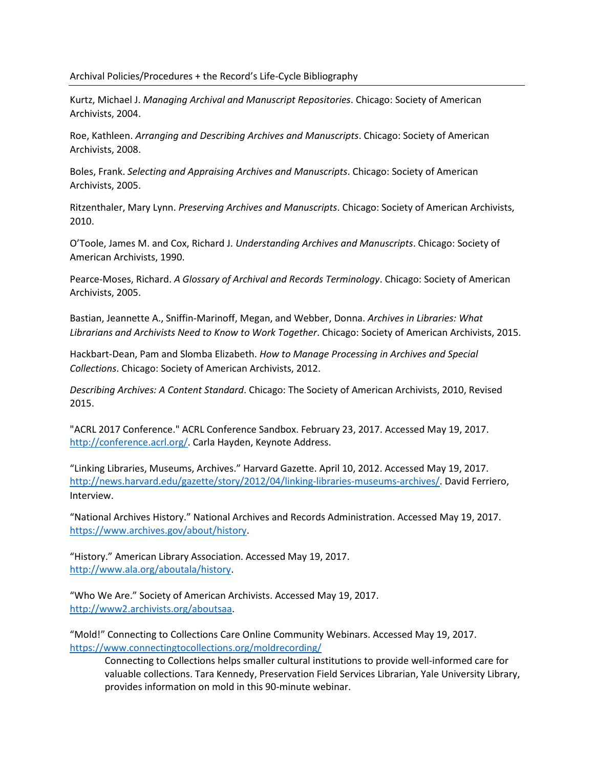Archival Policies/Procedures + the Record's Life-Cycle Bibliography

---

Kurtz, Michael J. *Managing Archival and Manuscript Repositories*. Chicago: Society of American Archivists, 2004.

Roe, Kathleen. *Arranging and Describing Archives and Manuscripts*. Chicago: Society of American Archivists, 2008.

Boles, Frank. *Selecting and Appraising Archives and Manuscripts*. Chicago: Society of American Archivists, 2005.

Ritzenthaler, Mary Lynn. *Preserving Archives and Manuscripts*. Chicago: Society of American Archivists, 2010.

O'Toole, James M. and Cox, Richard J. *Understanding Archives and Manuscripts*. Chicago: Society of American Archivists, 1990.

Pearce-Moses, Richard. *A Glossary of Archival and Records Terminology*. Chicago: Society of American Archivists, 2005.

Bastian, Jeannette A., Sniffin-Marinoff, Megan, and Webber, Donna. *Archives in Libraries: What Librarians and Archivists Need to Know to Work Together*. Chicago: Society of American Archivists, 2015.

Hackbart-Dean, Pam and Slomba Elizabeth. *How to Manage Processing in Archives and Special Collections*. Chicago: Society of American Archivists, 2012.

*Describing Archives: A Content Standard*. Chicago: The Society of American Archivists, 2010, Revised 2015.

"ACRL 2017 Conference." ACRL Conference Sandbox. February 23, 2017. Accessed May 19, 2017. http://conference.acrl.org/. Carla Hayden, Keynote Address.

"Linking Libraries, Museums, Archives." Harvard Gazette. April 10, 2012. Accessed May 19, 2017. http://news.harvard.edu/gazette/story/2012/04/linking-libraries-museums-archives/. David Ferriero, Interview.

"National Archives History." National Archives and Records Administration. Accessed May 19, 2017. https://www.archives.gov/about/history.

"History." American Library Association. Accessed May 19, 2017. http://www.ala.org/aboutala/history.

"Who We Are." Society of American Archivists. Accessed May 19, 2017. http://www2.archivists.org/aboutsaa.

"Mold!" Connecting to Collections Care Online Community Webinars. Accessed May 19, 2017. https://www.connectingtocollections.org/moldrecording/

> Connecting to Collections helps smaller cultural institutions to provide well-informed care for valuable collections. Tara Kennedy, Preservation Field Services Librarian, Yale University Library, provides information on mold in this 90-minute webinar.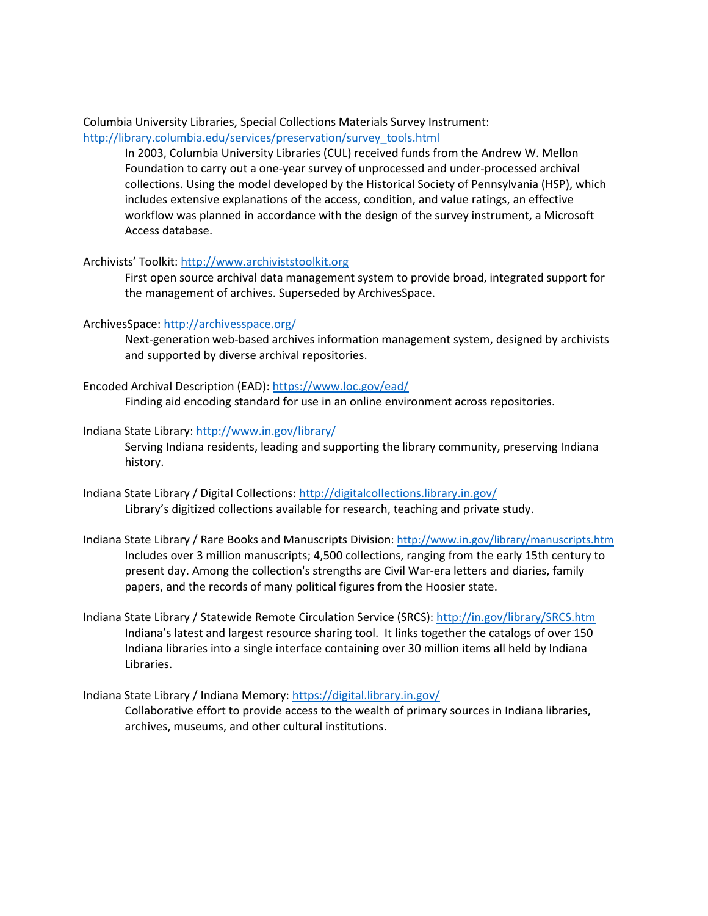Columbia University Libraries, Special Collections Materials Survey Instrument: http://library.columbia.edu/services/preservation/survey_tools.html

> In 2003, Columbia University Libraries (CUL) received funds from the Andrew W. Mellon Foundation to carry out a one-year survey of unprocessed and under-processed archival collections. Using the model developed by the Historical Society of Pennsylvania (HSP), which includes extensive explanations of the access, condition, and value ratings, an effective workflow was planned in accordance with the design of the survey instrument, a Microsoft Access database.

Archivists' Toolkit: http://www.archiviststoolkit.org

> First open source archival data management system to provide broad, integrated support for the management of archives. Superseded by ArchivesSpace.

ArchivesSpace: http://archivesspace.org/

> Next-generation web-based archives information management system, designed by archivists and supported by diverse archival repositories.

Encoded Archival Description (EAD): https://www.loc.gov/ead/

> Finding aid encoding standard for use in an online environment across repositories.

Indiana State Library: http://www.in.gov/library/

> Serving Indiana residents, leading and supporting the library community, preserving Indiana history.

Indiana State Library / Digital Collections: http://digitalcollections.library.in.gov/

> Library's digitized collections available for research, teaching and private study.

Indiana State Library / Rare Books and Manuscripts Division: http://www.in.gov/library/manuscripts.htm

> Includes over 3 million manuscripts; 4,500 collections, ranging from the early 15th century to present day. Among the collection's strengths are Civil War-era letters and diaries, family papers, and the records of many political figures from the Hoosier state.

Indiana State Library / Statewide Remote Circulation Service (SRCS): http://in.gov/library/SRCS.htm

> Indiana's latest and largest resource sharing tool. It links together the catalogs of over 150 Indiana libraries into a single interface containing over 30 million items all held by Indiana Libraries.

Indiana State Library / Indiana Memory: https://digital.library.in.gov/

> Collaborative effort to provide access to the wealth of primary sources in Indiana libraries, archives, museums, and other cultural institutions.